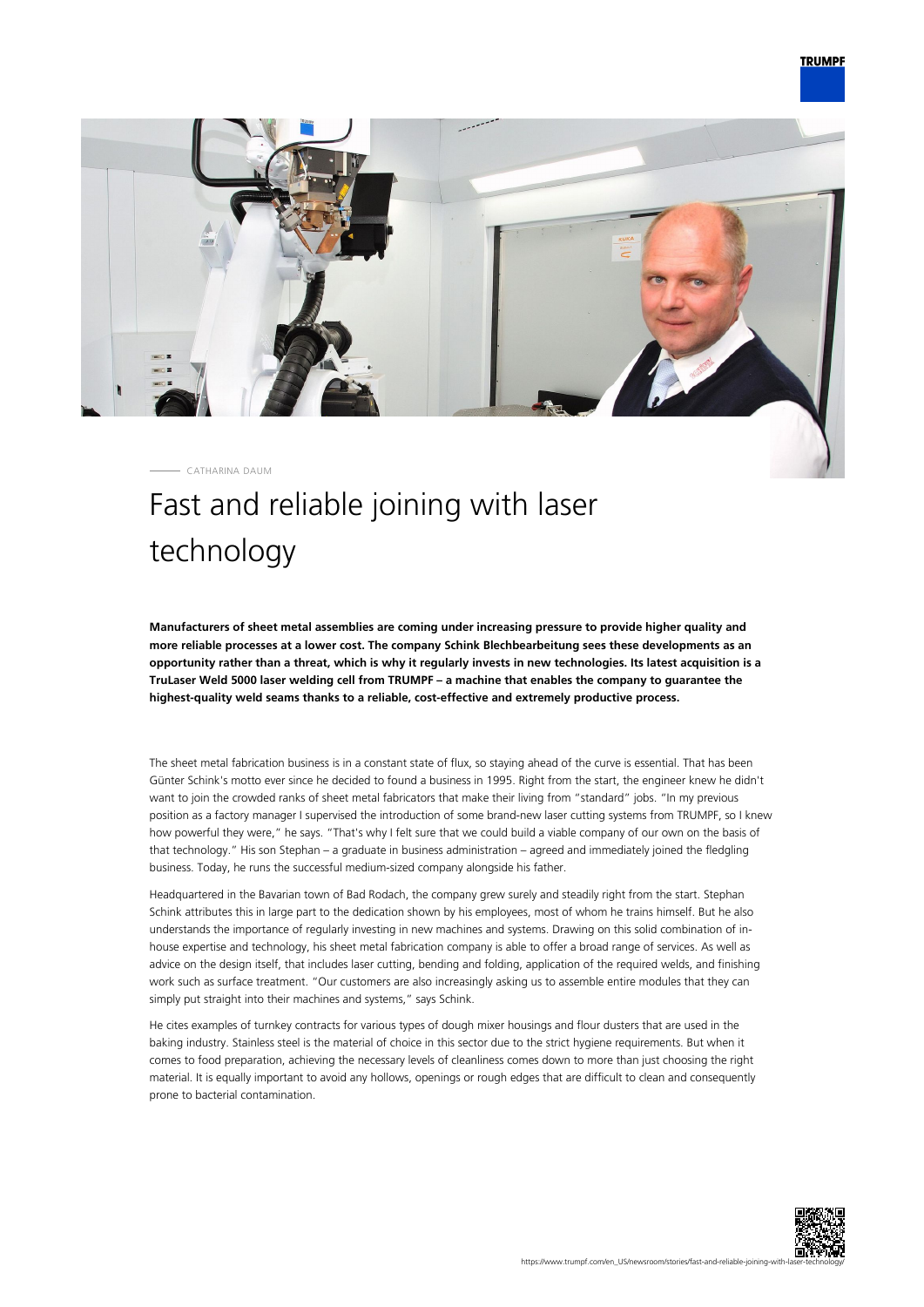CATHARINA DAUM

# Fast and reliable joining with laser technology

**Manufacturers of sheet metal assemblies are coming under increasing pressure to provide higher quality and more reliable processes at a lower cost. The company Schink Blechbearbeitung sees these developments as an opportunity rather than a threat, which is why it regularly invests in new technologies. Its latest acquisition is a TruLaser Weld 5000 laser welding cell from TRUMPF – a machine that enables the company to guarantee the highest-quality weld seams thanks to a reliable, cost-effective and extremely productive process.**

The sheet metal fabrication business is in a constant state of flux, so staying ahead of the curve is essential. That has been Günter Schink's motto ever since he decided to found a business in 1995. Right from the start, the engineer knew he didn't want to join the crowded ranks of sheet metal fabricators that make their living from "standard" jobs. "In my previous position as a factory manager I supervised the introduction of some brand-new laser cutting systems from TRUMPF, so I knew how powerful they were," he says. "That's why I felt sure that we could build a viable company of our own on the basis of that technology." His son Stephan – a graduate in business administration – agreed and immediately joined the fledgling business. Today, he runs the successful medium-sized company alongside his father.

Headquartered in the Bavarian town of Bad Rodach, the company grew surely and steadily right from the start. Stephan Schink attributes this in large part to the dedication shown by his employees, most of whom he trains himself. But he also understands the importance of regularly investing in new machines and systems. Drawing on this solid combination of in-house expertise and technology, his sheet metal fabrication company is able to offer a broad range of services. As well as advice on the design itself, that includes laser cutting, bending and folding, application of the required welds, and finishing work such as surface treatment. "Our customers are also increasingly asking us to assemble entire modules that they can simply put straight into their machines and systems," says Schink.

He cites examples of turnkey contracts for various types of dough mixer housings and flour dusters that are used in the baking industry. Stainless steel is the material of choice in this sector due to the strict hygiene requirements. But when it comes to food preparation, achieving the necessary levels of cleanliness comes down to more than just choosing the right material. It is equally important to avoid any hollows, openings or rough edges that are difficult to clean and consequently prone to bacterial contamination.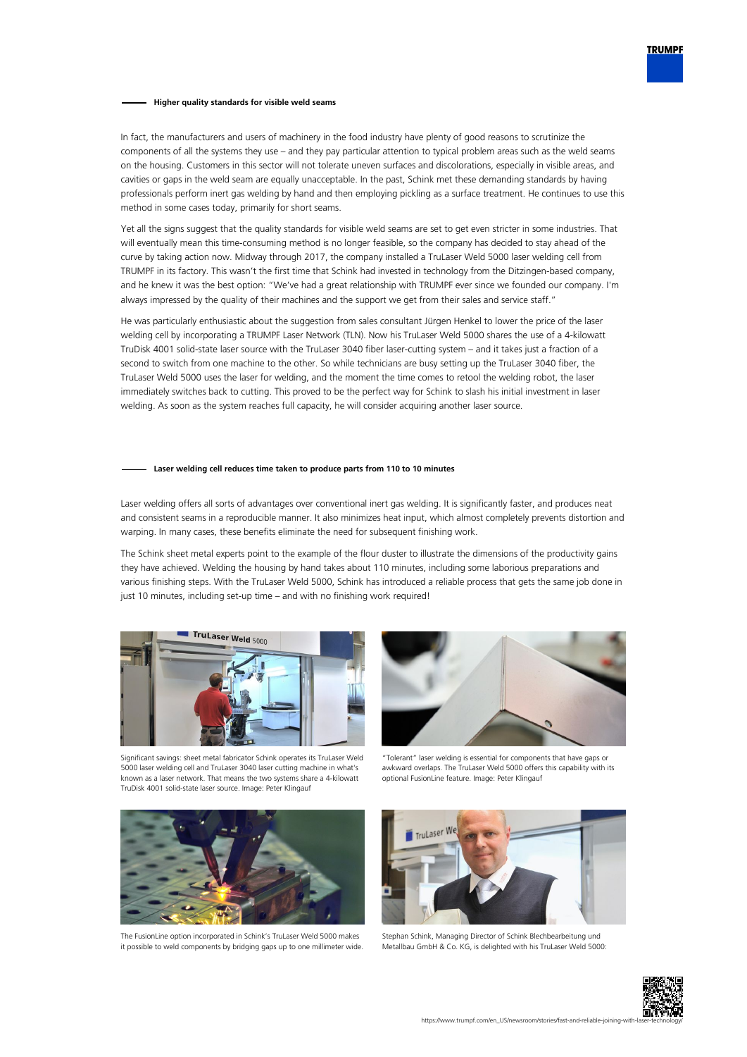## Higher quality standards for visible weld seams

In fact, the manufacturers and users of machinery in the food industry have plenty of good reasons to scrutinize the components of all the systems they use – and they pay particular attention to typical problem areas such as the weld seams on the housing. Customers in this sector will not tolerate uneven surfaces and discolorations, especially in visible areas, and cavities or gaps in the weld seam are equally unacceptable. In the past, Schink met these demanding standards by having professionals perform inert gas welding by hand and then employing pickling as a surface treatment. He continues to use this method in some cases today, primarily for short seams.

Yet all the signs suggest that the quality standards for visible weld seams are set to get even stricter in some industries. That will eventually mean this time-consuming method is no longer feasible, so the company has decided to stay ahead of the curve by taking action now. Midway through 2017, the company installed a TruLaser Weld 5000 laser welding cell from TRUMPF in its factory. This wasn't the first time that Schink had invested in technology from the Ditzingen-based company, and he knew it was the best option: "We've had a great relationship with TRUMPF ever since we founded our company. I'm always impressed by the quality of their machines and the support we get from their sales and service staff."

He was particularly enthusiastic about the suggestion from sales consultant Jürgen Henkel to lower the price of the laser welding cell by incorporating a TRUMPF Laser Network (TLN). Now his TruLaser Weld 5000 shares the use of a 4-kilowatt TruDisk 4001 solid-state laser source with the TruLaser 3040 fiber laser-cutting system – and it takes just a fraction of a second to switch from one machine to the other. So while technicians are busy setting up the TruLaser 3040 fiber, the TruLaser Weld 5000 uses the laser for welding, and the moment the time comes to retool the welding robot, the laser immediately switches back to cutting. This proved to be the perfect way for Schink to slash his initial investment in laser welding. As soon as the system reaches full capacity, he will consider acquiring another laser source.

## Laser welding cell reduces time taken to produce parts from 110 to 10 minutes

Laser welding offers all sorts of advantages over conventional inert gas welding. It is significantly faster, and produces neat and consistent seams in a reproducible manner. It also minimizes heat input, which almost completely prevents distortion and warping. In many cases, these benefits eliminate the need for subsequent finishing work.

The Schink sheet metal experts point to the example of the flour duster to illustrate the dimensions of the productivity gains they have achieved. Welding the housing by hand takes about 110 minutes, including some laborious preparations and various finishing steps. With the TruLaser Weld 5000, Schink has introduced a reliable process that gets the same job done in just 10 minutes, including set-up time – and with no finishing work required!

Significant savings: sheet metal fabricator Schink operates its TruLaser Weld 5000 laser welding cell and TruLaser 3040 laser cutting machine in what's known as a laser network. That means the two systems share a 4-kilowatt TruDisk 4001 solid-state laser source. Image: Peter Klingauf

"Tolerant" laser welding is essential for components that have gaps or awkward overlaps. The TruLaser Weld 5000 offers this capability with its optional FusionLine feature. Image: Peter Klingauf

The FusionLine option incorporated in Schink's TruLaser Weld 5000 makes it possible to weld components by bridging gaps up to one millimeter wide.

Stephan Schink, Managing Director of Schink Blechbearbeitung und Metallbau GmbH & Co. KG, is delighted with his TruLaser Weld 5000: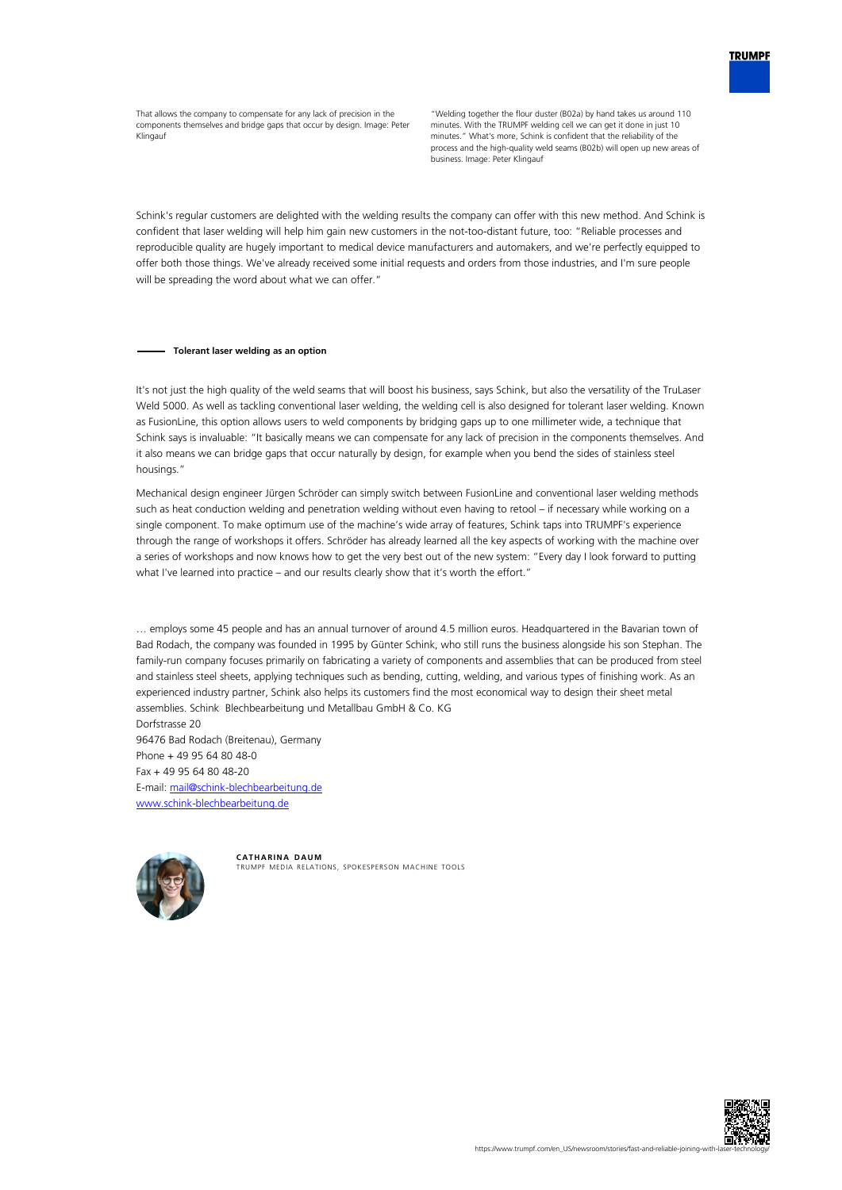That allows the company to compensate for any lack of precision in the components themselves and bridge gaps that occur by design. Image: Peter Klingauf

"Welding together the flour duster (B02a) by hand takes us around 110 minutes. With the TRUMPF welding cell we can get it done in just 10 minutes." What's more, Schink is confident that the reliability of the process and the high-quality weld seams (B02b) will open up new areas of business. Image: Peter Klingauf

Schink's regular customers are delighted with the welding results the company can offer with this new method. And Schink is confident that laser welding will help him gain new customers in the not-too-distant future, too: "Reliable processes and reproducible quality are hugely important to medical device manufacturers and automakers, and we're perfectly equipped to offer both those things. We've already received some initial requests and orders from those industries, and I'm sure people will be spreading the word about what we can offer."

## Tolerant laser welding as an option

It's not just the high quality of the weld seams that will boost his business, says Schink, but also the versatility of the TruLaser Weld 5000. As well as tackling conventional laser welding, the welding cell is also designed for tolerant laser welding. Known as FusionLine, this option allows users to weld components by bridging gaps up to one millimeter wide, a technique that Schink says is invaluable: "It basically means we can compensate for any lack of precision in the components themselves. And it also means we can bridge gaps that occur naturally by design, for example when you bend the sides of stainless steel housings."

Mechanical design engineer Jürgen Schröder can simply switch between FusionLine and conventional laser welding methods such as heat conduction welding and penetration welding without even having to retool – if necessary while working on a single component. To make optimum use of the machine's wide array of features, Schink taps into TRUMPF's experience through the range of workshops it offers. Schröder has already learned all the key aspects of working with the machine over a series of workshops and now knows how to get the very best out of the new system: "Every day I look forward to putting what I've learned into practice – and our results clearly show that it's worth the effort."

… employs some 45 people and has an annual turnover of around 4.5 million euros. Headquartered in the Bavarian town of Bad Rodach, the company was founded in 1995 by Günter Schink, who still runs the business alongside his son Stephan. The family-run company focuses primarily on fabricating a variety of components and assemblies that can be produced from steel and stainless steel sheets, applying techniques such as bending, cutting, welding, and various types of finishing work. As an experienced industry partner, Schink also helps its customers find the most economical way to design their sheet metal assemblies. Schink Blechbearbeitung und Metallbau GmbH & Co. KG
Dorfstrasse 20
96476 Bad Rodach (Breitenau), Germany
Phone + 49 95 64 80 48-0
Fax + 49 95 64 80 48-20
E-mail: mail@schink-blechbearbeitung.de
www.schink-blechbearbeitung.de

**CATHARINA DAUM**
TRUMPF MEDIA RELATIONS, SPOKESPERSON MACHINE TOOLS